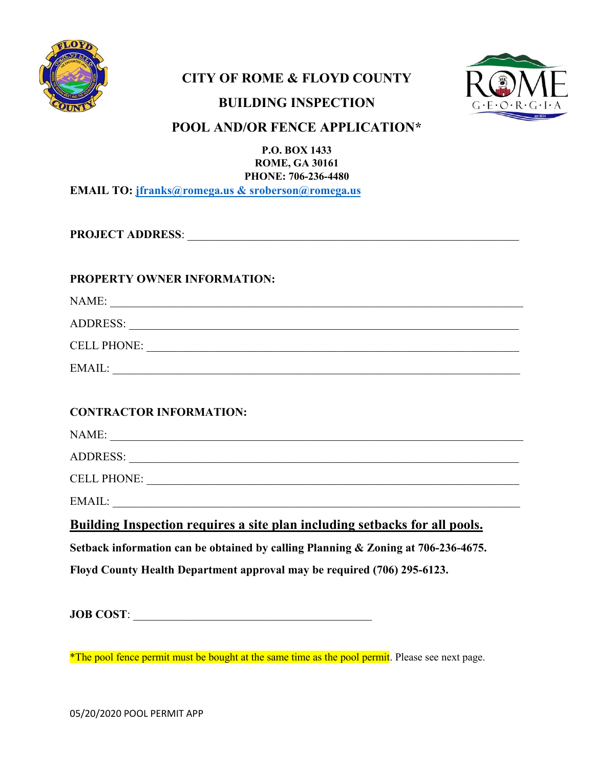# CITY OF ROME & FLOYD COUNTY

## BUILDING INSPECTION

## POOL AND/OR FENCE APPLICATION*

**P.O. BOX 1433**
**ROME, GA 30161**
**PHONE: 706-236-4480**

**EMAIL TO: jfranks@romega.us & sroberson@romega.us**

**PROJECT ADDRESS**: ____________________________________________________________

**PROPERTY OWNER INFORMATION:**

NAME: ____________________________________________________________

ADDRESS: ____________________________________________________________

CELL PHONE: ____________________________________________________________

EMAIL: ____________________________________________________________

**CONTRACTOR INFORMATION:**

NAME: ____________________________________________________________

ADDRESS: ____________________________________________________________

CELL PHONE: ____________________________________________________________

EMAIL: ____________________________________________________________

**<u>Building Inspection requires a site plan including setbacks for all pools.</u>**

**Setback information can be obtained by calling Planning & Zoning at 706-236-4675.**

**Floyd County Health Department approval may be required (706) 295-6123.**

**JOB COST**: ________________________________________

*The pool fence permit must be bought at the same time as the pool permit. Please see next page.

05/20/2020 POOL PERMIT APP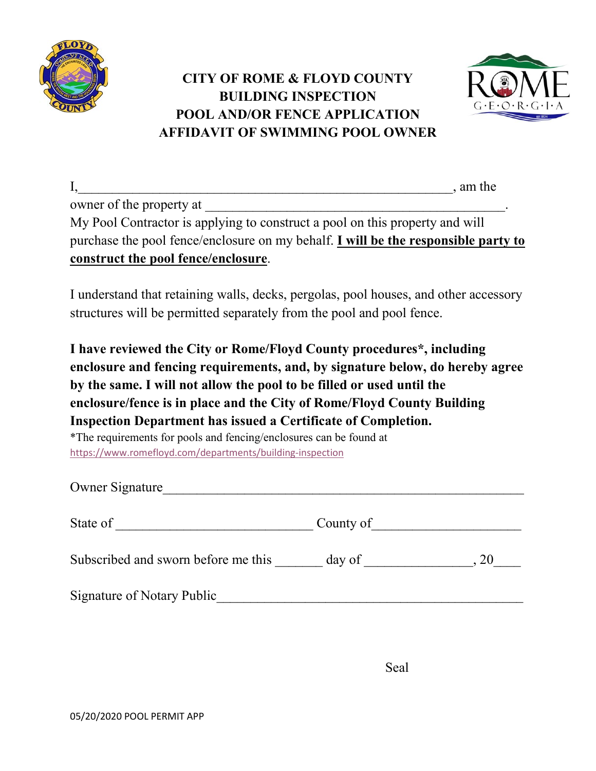# CITY OF ROME & FLOYD COUNTY
# BUILDING INSPECTION
# POOL AND/OR FENCE APPLICATION
# AFFIDAVIT OF SWIMMING POOL OWNER

I,______________________________________________________, am the owner of the property at ____________________________________________.
My Pool Contractor is applying to construct a pool on this property and will purchase the pool fence/enclosure on my behalf. **I will be the responsible party to construct the pool fence/enclosure**.

I understand that retaining walls, decks, pergolas, pool houses, and other accessory structures will be permitted separately from the pool and pool fence.

**I have reviewed the City or Rome/Floyd County procedures*, including enclosure and fencing requirements, and, by signature below, do hereby agree by the same. I will not allow the pool to be filled or used until the enclosure/fence is in place and the City of Rome/Floyd County Building Inspection Department has issued a Certificate of Completion.**

*The requirements for pools and fencing/enclosures can be found at https://www.romefloyd.com/departments/building-inspection

Owner Signature____________________________________________________

State of ____________________________ County of_____________________

Subscribed and sworn before me this _______ day of _______________, 20____

Signature of Notary Public____________________________________________

Seal

05/20/2020 POOL PERMIT APP